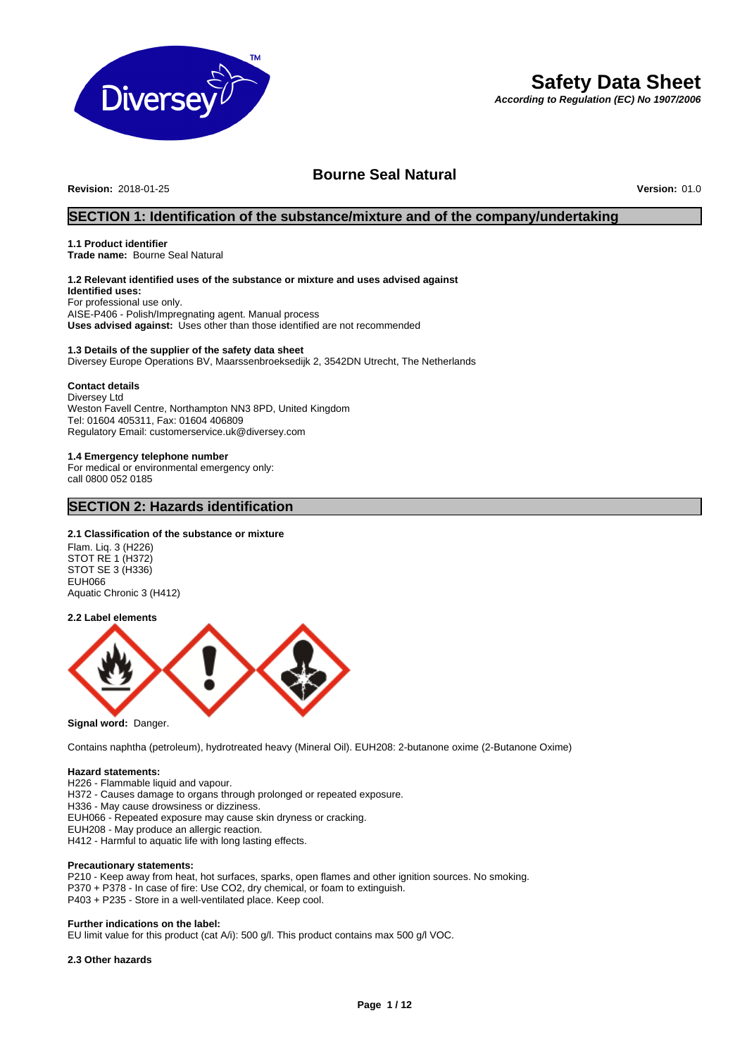# Safety Data Sheet

***According to Regulation (EC) No 1907/2006***

## Bourne Seal Natural

**Revision:** 2018-01-25 **Version:** 01.0

## SECTION 1: Identification of the substance/mixture and of the company/undertaking

**1.1 Product identifier**
**Trade name:** Bourne Seal Natural

**1.2 Relevant identified uses of the substance or mixture and uses advised against**
**Identified uses:**
For professional use only.
AISE-P406 - Polish/Impregnating agent. Manual process
**Uses advised against:** Uses other than those identified are not recommended

**1.3 Details of the supplier of the safety data sheet**
Diversey Europe Operations BV, Maarssenbroeksedijk 2, 3542DN Utrecht, The Netherlands

**Contact details**
Diversey Ltd
Weston Favell Centre, Northampton NN3 8PD, United Kingdom
Tel: 01604 405311, Fax: 01604 406809
Regulatory Email: customerservice.uk@diversey.com

**1.4 Emergency telephone number**
For medical or environmental emergency only:
call 0800 052 0185

## SECTION 2: Hazards identification

**2.1 Classification of the substance or mixture**
Flam. Liq. 3 (H226)
STOT RE 1 (H372)
STOT SE 3 (H336)
EUH066
Aquatic Chronic 3 (H412)

**2.2 Label elements**

**Signal word:** Danger.

Contains naphtha (petroleum), hydrotreated heavy (Mineral Oil). EUH208: 2-butanone oxime (2-Butanone Oxime)

**Hazard statements:**
H226 - Flammable liquid and vapour.
H372 - Causes damage to organs through prolonged or repeated exposure.
H336 - May cause drowsiness or dizziness.
EUH066 - Repeated exposure may cause skin dryness or cracking.
EUH208 - May produce an allergic reaction.
H412 - Harmful to aquatic life with long lasting effects.

**Precautionary statements:**
P210 - Keep away from heat, hot surfaces, sparks, open flames and other ignition sources. No smoking.
P370 + P378 - In case of fire: Use CO2, dry chemical, or foam to extinguish.
P403 + P235 - Store in a well-ventilated place. Keep cool.

**Further indications on the label:**
EU limit value for this product (cat A/i): 500 g/l. This product contains max 500 g/l VOC.

**2.3 Other hazards**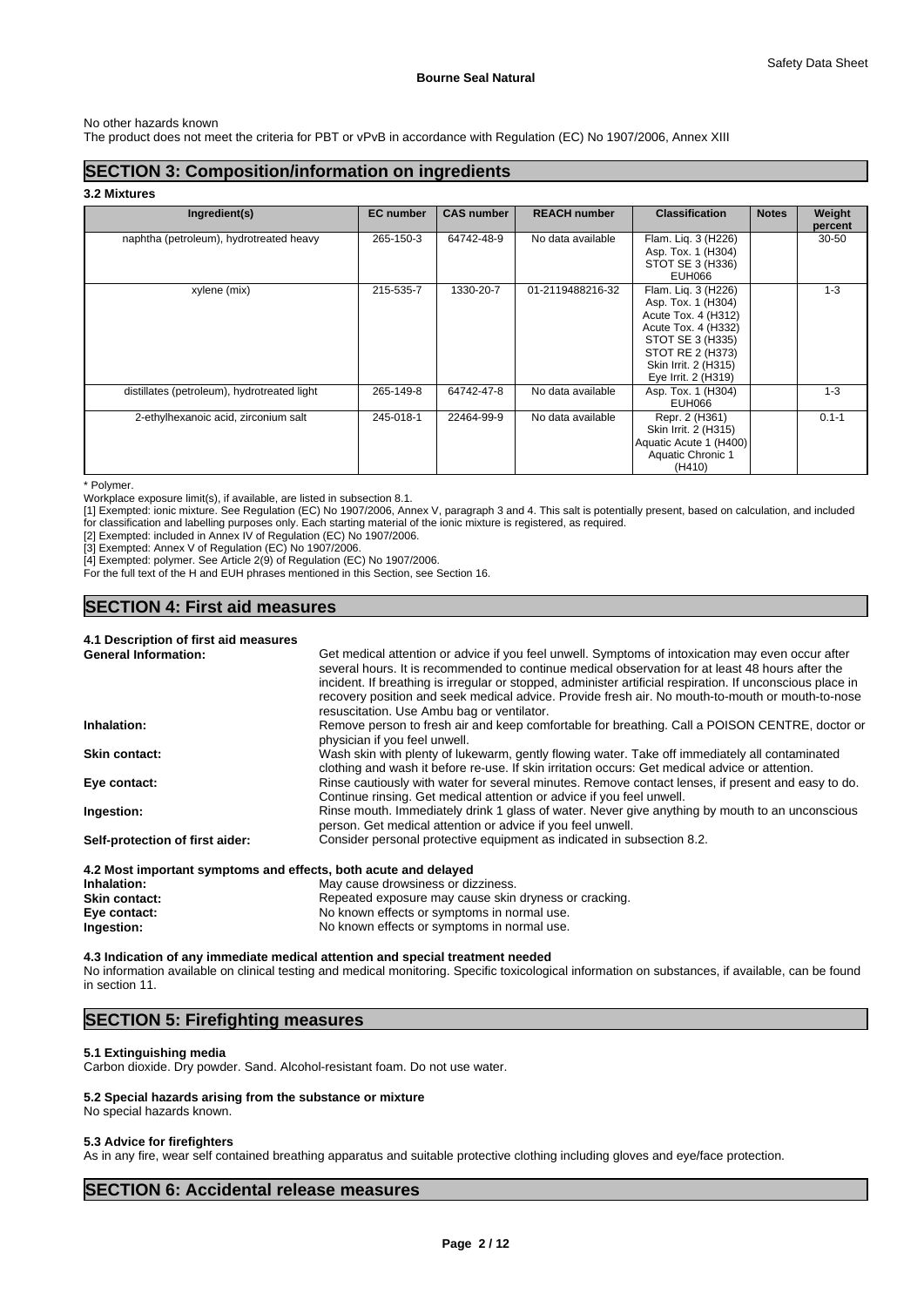No other hazards known
The product does not meet the criteria for PBT or vPvB in accordance with Regulation (EC) No 1907/2006, Annex XIII

## SECTION 3: Composition/information on ingredients

### 3.2 Mixtures

| Ingredient(s) | EC number | CAS number | REACH number | Classification | Notes | Weight percent |
|---|---|---|---|---|---|---|
| naphtha (petroleum), hydrotreated heavy | 265-150-3 | 64742-48-9 | No data available | Flam. Liq. 3 (H226)<br>Asp. Tox. 1 (H304)<br>STOT SE 3 (H336)<br>EUH066 | | 30-50 |
| xylene (mix) | 215-535-7 | 1330-20-7 | 01-2119488216-32 | Flam. Liq. 3 (H226)<br>Asp. Tox. 1 (H304)<br>Acute Tox. 4 (H312)<br>Acute Tox. 4 (H332)<br>STOT SE 3 (H335)<br>STOT RE 2 (H373)<br>Skin Irrit. 2 (H315)<br>Eye Irrit. 2 (H319) | | 1-3 |
| distillates (petroleum), hydrotreated light | 265-149-8 | 64742-47-8 | No data available | Asp. Tox. 1 (H304)<br>EUH066 | | 1-3 |
| 2-ethylhexanoic acid, zirconium salt | 245-018-1 | 22464-99-9 | No data available | Repr. 2 (H361)<br>Skin Irrit. 2 (H315)<br>Aquatic Acute 1 (H400)<br>Aquatic Chronic 1 (H410) | | 0.1-1 |

\* Polymer.
Workplace exposure limit(s), if available, are listed in subsection 8.1.
[1] Exempted: ionic mixture. See Regulation (EC) No 1907/2006, Annex V, paragraph 3 and 4. This salt is potentially present, based on calculation, and included for classification and labelling purposes only. Each starting material of the ionic mixture is registered, as required.
[2] Exempted: included in Annex IV of Regulation (EC) No 1907/2006.
[3] Exempted: Annex V of Regulation (EC) No 1907/2006.
[4] Exempted: polymer. See Article 2(9) of Regulation (EC) No 1907/2006.
For the full text of the H and EUH phrases mentioned in this Section, see Section 16.

## SECTION 4: First aid measures

### 4.1 Description of first aid measures

**General Information:** Get medical attention or advice if you feel unwell. Symptoms of intoxication may even occur after several hours. It is recommended to continue medical observation for at least 48 hours after the incident. If breathing is irregular or stopped, administer artificial respiration. If unconscious place in recovery position and seek medical advice. Provide fresh air. No mouth-to-mouth or mouth-to-nose resuscitation. Use Ambu bag or ventilator.

**Inhalation:** Remove person to fresh air and keep comfortable for breathing. Call a POISON CENTRE, doctor or physician if you feel unwell.

**Skin contact:** Wash skin with plenty of lukewarm, gently flowing water. Take off immediately all contaminated clothing and wash it before re-use. If skin irritation occurs: Get medical advice or attention.

**Eye contact:** Rinse cautiously with water for several minutes. Remove contact lenses, if present and easy to do. Continue rinsing. Get medical attention or advice if you feel unwell.

**Ingestion:** Rinse mouth. Immediately drink 1 glass of water. Never give anything by mouth to an unconscious person. Get medical attention or advice if you feel unwell.

**Self-protection of first aider:** Consider personal protective equipment as indicated in subsection 8.2.

### 4.2 Most important symptoms and effects, both acute and delayed

**Inhalation:** May cause drowsiness or dizziness.
**Skin contact:** Repeated exposure may cause skin dryness or cracking.
**Eye contact:** No known effects or symptoms in normal use.
**Ingestion:** No known effects or symptoms in normal use.

### 4.3 Indication of any immediate medical attention and special treatment needed

No information available on clinical testing and medical monitoring. Specific toxicological information on substances, if available, can be found in section 11.

## SECTION 5: Firefighting measures

### 5.1 Extinguishing media

Carbon dioxide. Dry powder. Sand. Alcohol-resistant foam. Do not use water.

### 5.2 Special hazards arising from the substance or mixture

No special hazards known.

### 5.3 Advice for firefighters

As in any fire, wear self contained breathing apparatus and suitable protective clothing including gloves and eye/face protection.

## SECTION 6: Accidental release measures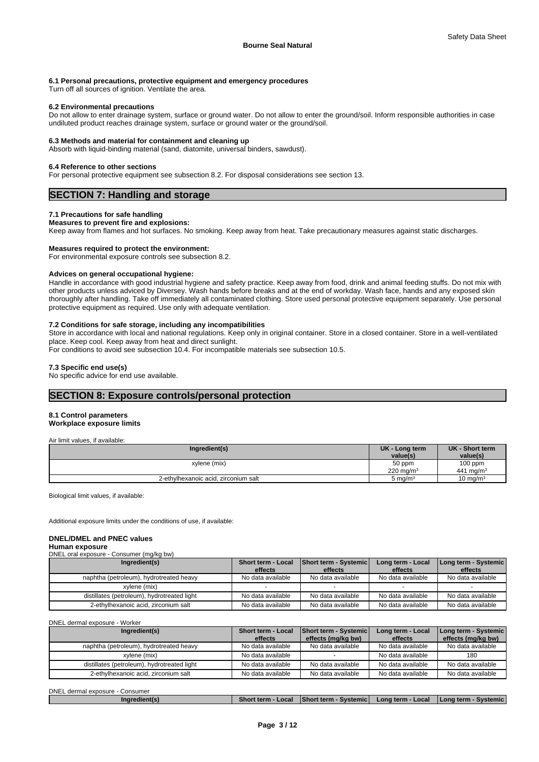### 6.1 Personal precautions, protective equipment and emergency procedures

Turn off all sources of ignition. Ventilate the area.

### 6.2 Environmental precautions

Do not allow to enter drainage system, surface or ground water. Do not allow to enter the ground/soil. Inform responsible authorities in case undiluted product reaches drainage system, surface or ground water or the ground/soil.

### 6.3 Methods and material for containment and cleaning up

Absorb with liquid-binding material (sand, diatomite, universal binders, sawdust).

### 6.4 Reference to other sections

For personal protective equipment see subsection 8.2. For disposal considerations see section 13.

## SECTION 7: Handling and storage

### 7.1 Precautions for safe handling

**Measures to prevent fire and explosions:**

Keep away from flames and hot surfaces. No smoking. Keep away from heat. Take precautionary measures against static discharges.

**Measures required to protect the environment:**

For environmental exposure controls see subsection 8.2.

**Advices on general occupational hygiene:**

Handle in accordance with good industrial hygiene and safety practice. Keep away from food, drink and animal feeding stuffs. Do not mix with other products unless adviced by Diversey. Wash hands before breaks and at the end of workday. Wash face, hands and any exposed skin thoroughly after handling. Take off immediately all contaminated clothing. Store used personal protective equipment separately. Use personal protective equipment as required. Use only with adequate ventilation.

### 7.2 Conditions for safe storage, including any incompatibilities

Store in accordance with local and national regulations. Keep only in original container. Store in a closed container. Store in a well-ventilated place. Keep cool. Keep away from heat and direct sunlight.

For conditions to avoid see subsection 10.4. For incompatible materials see subsection 10.5.

### 7.3 Specific end use(s)

No specific advice for end use available.

## SECTION 8: Exposure controls/personal protection

### 8.1 Control parameters

**Workplace exposure limits**

Air limit values, if available:

| Ingredient(s) | UK - Long term value(s) | UK - Short term value(s) |
|---|---|---|
| xylene (mix) | 50 ppm<br>220 mg/m³ | 100 ppm<br>441 mg/m³ |
| 2-ethylhexanoic acid, zirconium salt | 5 mg/m³ | 10 mg/m³ |

Biological limit values, if available:

Additional exposure limits under the conditions of use, if available:

**DNEL/DMEL and PNEC values**

**Human exposure**

DNEL oral exposure - Consumer (mg/kg bw)

| Ingredient(s) | Short term - Local effects | Short term - Systemic effects | Long term - Local effects | Long term - Systemic effects |
|---|---|---|---|---|
| naphtha (petroleum), hydrotreated heavy | No data available | No data available | No data available | No data available |
| xylene (mix) | - | - | - | - |
| distillates (petroleum), hydrotreated light | No data available | No data available | No data available | No data available |
| 2-ethylhexanoic acid, zirconium salt | No data available | No data available | No data available | No data available |

DNEL dermal exposure - Worker

| Ingredient(s) | Short term - Local effects | Short term - Systemic effects (mg/kg bw) | Long term - Local effects | Long term - Systemic effects (mg/kg bw) |
|---|---|---|---|---|
| naphtha (petroleum), hydrotreated heavy | No data available | No data available | No data available | No data available |
| xylene (mix) | No data available | - | No data available | 180 |
| distillates (petroleum), hydrotreated light | No data available | No data available | No data available | No data available |
| 2-ethylhexanoic acid, zirconium salt | No data available | No data available | No data available | No data available |

DNEL dermal exposure - Consumer

| Ingredient(s) | Short term - Local | Short term - Systemic | Long term - Local | Long term - Systemic |
|---|---|---|---|---|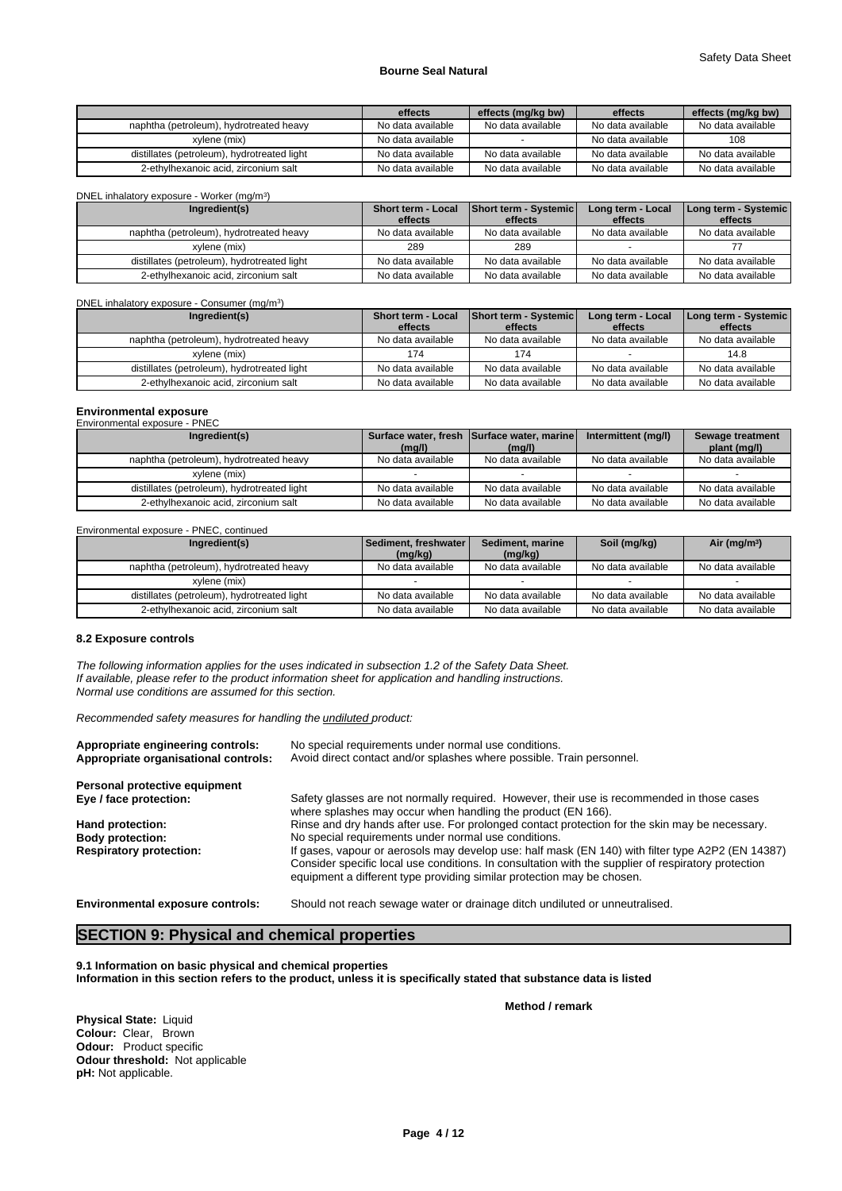| | effects | effects (mg/kg bw) | effects | effects (mg/kg bw) |
|---|---|---|---|---|
| naphtha (petroleum), hydrotreated heavy | No data available | No data available | No data available | No data available |
| xylene (mix) | No data available | - | No data available | 108 |
| distillates (petroleum), hydrotreated light | No data available | No data available | No data available | No data available |
| 2-ethylhexanoic acid, zirconium salt | No data available | No data available | No data available | No data available |

DNEL inhalatory exposure - Worker (mg/m³)

| Ingredient(s) | Short term - Local effects | Short term - Systemic effects | Long term - Local effects | Long term - Systemic effects |
|---|---|---|---|---|
| naphtha (petroleum), hydrotreated heavy | No data available | No data available | No data available | No data available |
| xylene (mix) | 289 | 289 | - | 77 |
| distillates (petroleum), hydrotreated light | No data available | No data available | No data available | No data available |
| 2-ethylhexanoic acid, zirconium salt | No data available | No data available | No data available | No data available |

DNEL inhalatory exposure - Consumer (mg/m³)

| Ingredient(s) | Short term - Local effects | Short term - Systemic effects | Long term - Local effects | Long term - Systemic effects |
|---|---|---|---|---|
| naphtha (petroleum), hydrotreated heavy | No data available | No data available | No data available | No data available |
| xylene (mix) | 174 | 174 | - | 14.8 |
| distillates (petroleum), hydrotreated light | No data available | No data available | No data available | No data available |
| 2-ethylhexanoic acid, zirconium salt | No data available | No data available | No data available | No data available |

**Environmental exposure**

Environmental exposure - PNEC

| Ingredient(s) | Surface water, fresh (mg/l) | Surface water, marine (mg/l) | Intermittent (mg/l) | Sewage treatment plant (mg/l) |
|---|---|---|---|---|
| naphtha (petroleum), hydrotreated heavy | No data available | No data available | No data available | No data available |
| xylene (mix) | - | - | - | - |
| distillates (petroleum), hydrotreated light | No data available | No data available | No data available | No data available |
| 2-ethylhexanoic acid, zirconium salt | No data available | No data available | No data available | No data available |

Environmental exposure - PNEC, continued

| Ingredient(s) | Sediment, freshwater (mg/kg) | Sediment, marine (mg/kg) | Soil (mg/kg) | Air (mg/m³) |
|---|---|---|---|---|
| naphtha (petroleum), hydrotreated heavy | No data available | No data available | No data available | No data available |
| xylene (mix) | - | - | - | - |
| distillates (petroleum), hydrotreated light | No data available | No data available | No data available | No data available |
| 2-ethylhexanoic acid, zirconium salt | No data available | No data available | No data available | No data available |

### 8.2 Exposure controls

*The following information applies for the uses indicated in subsection 1.2 of the Safety Data Sheet.*
*If available, please refer to the product information sheet for application and handling instructions.*
*Normal use conditions are assumed for this section.*

*Recommended safety measures for handling the undiluted product:*

**Appropriate engineering controls:** No special requirements under normal use conditions.
**Appropriate organisational controls:** Avoid direct contact and/or splashes where possible. Train personnel.

**Personal protective equipment**
**Eye / face protection:** Safety glasses are not normally required. However, their use is recommended in those cases where splashes may occur when handling the product (EN 166).
**Hand protection:** Rinse and dry hands after use. For prolonged contact protection for the skin may be necessary.
**Body protection:** No special requirements under normal use conditions.
**Respiratory protection:** If gases, vapour or aerosols may develop use: half mask (EN 140) with filter type A2P2 (EN 14387) Consider specific local use conditions. In consultation with the supplier of respiratory protection equipment a different type providing similar protection may be chosen.

**Environmental exposure controls:** Should not reach sewage water or drainage ditch undiluted or unneutralised.

## SECTION 9: Physical and chemical properties

**9.1 Information on basic physical and chemical properties**
**Information in this section refers to the product, unless it is specifically stated that substance data is listed**

**Method / remark**

**Physical State:** Liquid
**Colour:** Clear, Brown
**Odour:** Product specific
**Odour threshold:** Not applicable
**pH:** Not applicable.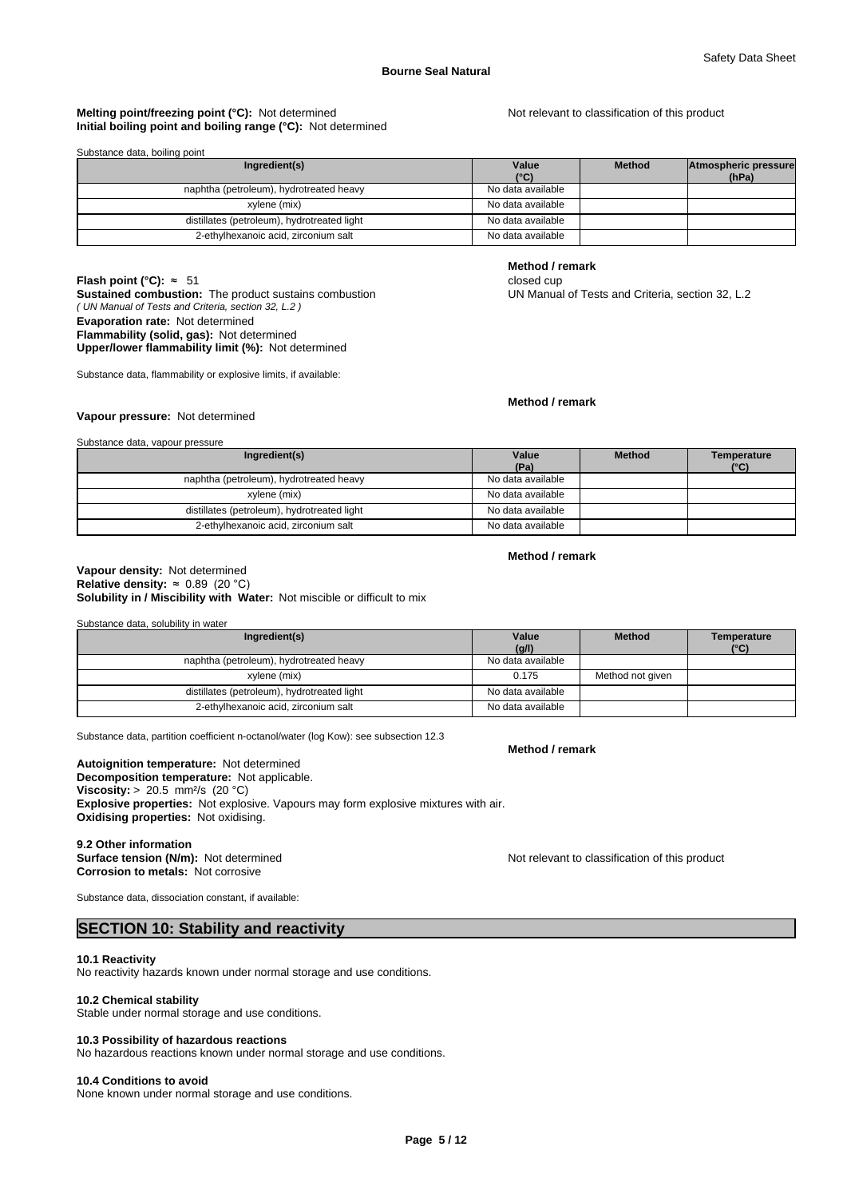**Melting point/freezing point (°C):** Not determined

Not relevant to classification of this product

**Initial boiling point and boiling range (°C):** Not determined

Substance data, boiling point

| Ingredient(s) | Value (°C) | Method | Atmospheric pressure (hPa) |
|---|---|---|---|
| naphtha (petroleum), hydrotreated heavy | No data available | | |
| xylene (mix) | No data available | | |
| distillates (petroleum), hydrotreated light | No data available | | |
| 2-ethylhexanoic acid, zirconium salt | No data available | | |

**Method / remark**

**Flash point (°C):** ≈ 51 — closed cup

**Sustained combustion:** The product sustains combustion — UN Manual of Tests and Criteria, section 32, L.2

*( UN Manual of Tests and Criteria, section 32, L.2 )*

**Evaporation rate:** Not determined

**Flammability (solid, gas):** Not determined

**Upper/lower flammability limit (%):** Not determined

Substance data, flammability or explosive limits, if available:

**Method / remark**

**Vapour pressure:** Not determined

Substance data, vapour pressure

| Ingredient(s) | Value (Pa) | Method | Temperature (°C) |
|---|---|---|---|
| naphtha (petroleum), hydrotreated heavy | No data available | | |
| xylene (mix) | No data available | | |
| distillates (petroleum), hydrotreated light | No data available | | |
| 2-ethylhexanoic acid, zirconium salt | No data available | | |

**Method / remark**

**Vapour density:** Not determined

**Relative density:** ≈ 0.89 (20 °C)

**Solubility in / Miscibility with Water:** Not miscible or difficult to mix

Substance data, solubility in water

| Ingredient(s) | Value (g/l) | Method | Temperature (°C) |
|---|---|---|---|
| naphtha (petroleum), hydrotreated heavy | No data available | | |
| xylene (mix) | 0.175 | Method not given | |
| distillates (petroleum), hydrotreated light | No data available | | |
| 2-ethylhexanoic acid, zirconium salt | No data available | | |

Substance data, partition coefficient n-octanol/water (log Kow): see subsection 12.3

**Method / remark**

**Autoignition temperature:** Not determined

**Decomposition temperature:** Not applicable.

**Viscosity:** > 20.5 mm²/s (20 °C)

**Explosive properties:** Not explosive. Vapours may form explosive mixtures with air.

**Oxidising properties:** Not oxidising.

**9.2 Other information**

**Surface tension (N/m):** Not determined

Not relevant to classification of this product

**Corrosion to metals:** Not corrosive

Substance data, dissociation constant, if available:

## SECTION 10: Stability and reactivity

**10.1 Reactivity**

No reactivity hazards known under normal storage and use conditions.

**10.2 Chemical stability**

Stable under normal storage and use conditions.

**10.3 Possibility of hazardous reactions**

No hazardous reactions known under normal storage and use conditions.

**10.4 Conditions to avoid**

None known under normal storage and use conditions.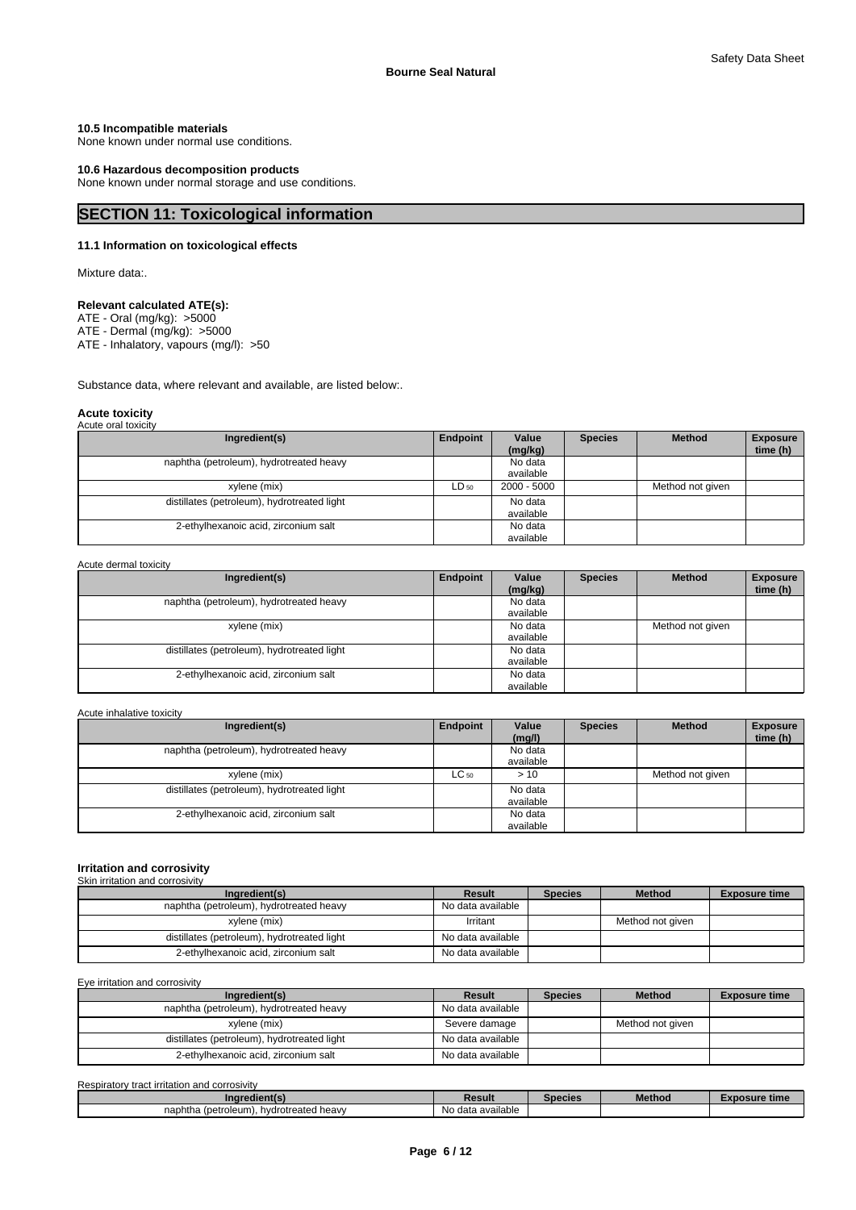#### 10.5 Incompatible materials

None known under normal use conditions.

#### 10.6 Hazardous decomposition products

None known under normal storage and use conditions.

## SECTION 11: Toxicological information

#### 11.1 Information on toxicological effects

Mixture data:.

**Relevant calculated ATE(s):**

ATE - Oral (mg/kg): >5000
ATE - Dermal (mg/kg): >5000
ATE - Inhalatory, vapours (mg/l): >50

Substance data, where relevant and available, are listed below:.

**Acute toxicity**

Acute oral toxicity

| Ingredient(s) | Endpoint | Value (mg/kg) | Species | Method | Exposure time (h) |
|---|---|---|---|---|---|
| naphtha (petroleum), hydrotreated heavy | | No data available | | | |
| xylene (mix) | $LD_{50}$ | 2000 - 5000 | | Method not given | |
| distillates (petroleum), hydrotreated light | | No data available | | | |
| 2-ethylhexanoic acid, zirconium salt | | No data available | | | |

Acute dermal toxicity

| Ingredient(s) | Endpoint | Value (mg/kg) | Species | Method | Exposure time (h) |
|---|---|---|---|---|---|
| naphtha (petroleum), hydrotreated heavy | | No data available | | | |
| xylene (mix) | | No data available | | Method not given | |
| distillates (petroleum), hydrotreated light | | No data available | | | |
| 2-ethylhexanoic acid, zirconium salt | | No data available | | | |

Acute inhalative toxicity

| Ingredient(s) | Endpoint | Value (mg/l) | Species | Method | Exposure time (h) |
|---|---|---|---|---|---|
| naphtha (petroleum), hydrotreated heavy | | No data available | | | |
| xylene (mix) | $LC_{50}$ | > 10 | | Method not given | |
| distillates (petroleum), hydrotreated light | | No data available | | | |
| 2-ethylhexanoic acid, zirconium salt | | No data available | | | |

**Irritation and corrosivity**

Skin irritation and corrosivity

| Ingredient(s) | Result | Species | Method | Exposure time |
|---|---|---|---|---|
| naphtha (petroleum), hydrotreated heavy | No data available | | | |
| xylene (mix) | Irritant | | Method not given | |
| distillates (petroleum), hydrotreated light | No data available | | | |
| 2-ethylhexanoic acid, zirconium salt | No data available | | | |

Eye irritation and corrosivity

| Ingredient(s) | Result | Species | Method | Exposure time |
|---|---|---|---|---|
| naphtha (petroleum), hydrotreated heavy | No data available | | | |
| xylene (mix) | Severe damage | | Method not given | |
| distillates (petroleum), hydrotreated light | No data available | | | |
| 2-ethylhexanoic acid, zirconium salt | No data available | | | |

Respiratory tract irritation and corrosivity

| Ingredient(s) | Result | Species | Method | Exposure time |
|---|---|---|---|---|
| naphtha (petroleum), hydrotreated heavy | No data available | | | |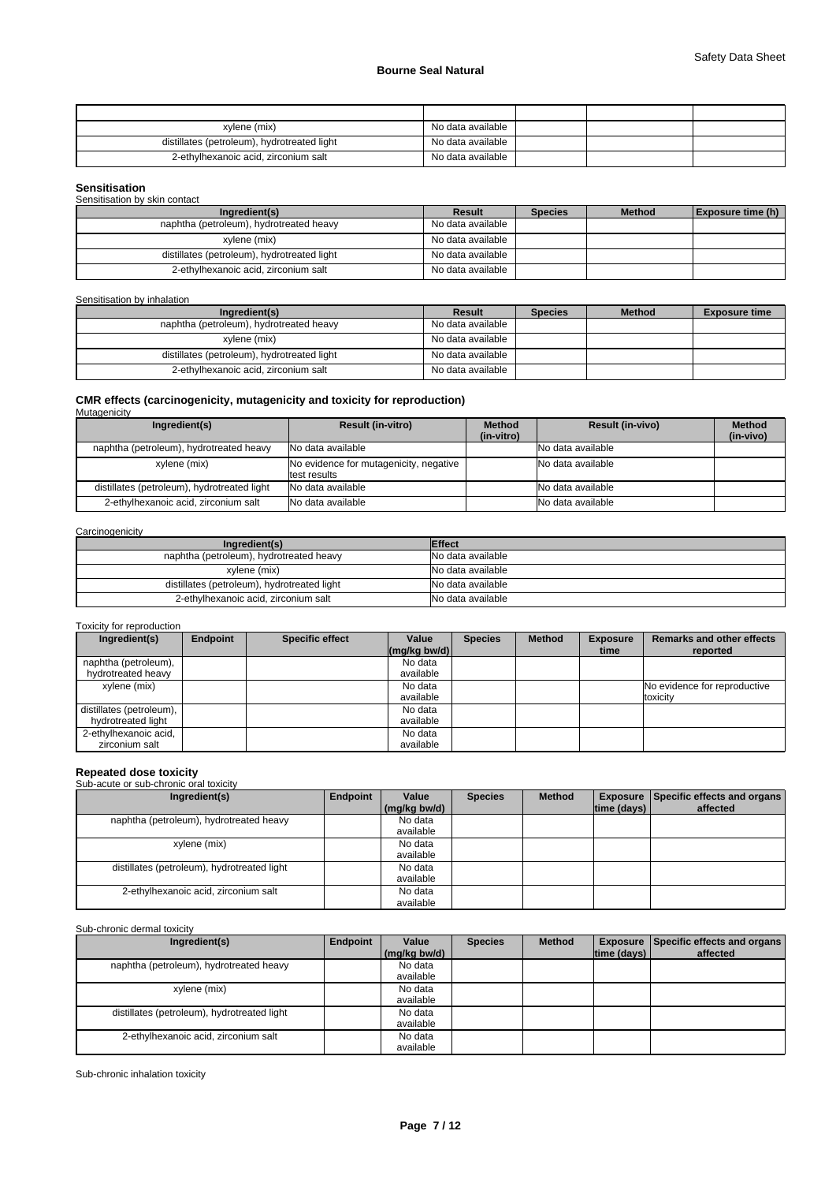| | | | | |
|---|---|---|---|---|
| xylene (mix) | No data available | | | |
| distillates (petroleum), hydrotreated light | No data available | | | |
| 2-ethylhexanoic acid, zirconium salt | No data available | | | |

**Sensitisation**

Sensitisation by skin contact

| Ingredient(s) | Result | Species | Method | Exposure time (h) |
|---|---|---|---|---|
| naphtha (petroleum), hydrotreated heavy | No data available | | | |
| xylene (mix) | No data available | | | |
| distillates (petroleum), hydrotreated light | No data available | | | |
| 2-ethylhexanoic acid, zirconium salt | No data available | | | |

Sensitisation by inhalation

| Ingredient(s) | Result | Species | Method | Exposure time |
|---|---|---|---|---|
| naphtha (petroleum), hydrotreated heavy | No data available | | | |
| xylene (mix) | No data available | | | |
| distillates (petroleum), hydrotreated light | No data available | | | |
| 2-ethylhexanoic acid, zirconium salt | No data available | | | |

**CMR effects (carcinogenicity, mutagenicity and toxicity for reproduction)**

Mutagenicity

| Ingredient(s) | Result (in-vitro) | Method (in-vitro) | Result (in-vivo) | Method (in-vivo) |
|---|---|---|---|---|
| naphtha (petroleum), hydrotreated heavy | No data available | | No data available | |
| xylene (mix) | No evidence for mutagenicity, negative test results | | No data available | |
| distillates (petroleum), hydrotreated light | No data available | | No data available | |
| 2-ethylhexanoic acid, zirconium salt | No data available | | No data available | |

Carcinogenicity

| Ingredient(s) | Effect |
|---|---|
| naphtha (petroleum), hydrotreated heavy | No data available |
| xylene (mix) | No data available |
| distillates (petroleum), hydrotreated light | No data available |
| 2-ethylhexanoic acid, zirconium salt | No data available |

Toxicity for reproduction

| Ingredient(s) | Endpoint | Specific effect | Value (mg/kg bw/d) | Species | Method | Exposure time | Remarks and other effects reported |
|---|---|---|---|---|---|---|---|
| naphtha (petroleum), hydrotreated heavy | | | No data available | | | | |
| xylene (mix) | | | No data available | | | | No evidence for reproductive toxicity |
| distillates (petroleum), hydrotreated light | | | No data available | | | | |
| 2-ethylhexanoic acid, zirconium salt | | | No data available | | | | |

**Repeated dose toxicity**

Sub-acute or sub-chronic oral toxicity

| Ingredient(s) | Endpoint | Value (mg/kg bw/d) | Species | Method | Exposure time (days) | Specific effects and organs affected |
|---|---|---|---|---|---|---|
| naphtha (petroleum), hydrotreated heavy | | No data available | | | | |
| xylene (mix) | | No data available | | | | |
| distillates (petroleum), hydrotreated light | | No data available | | | | |
| 2-ethylhexanoic acid, zirconium salt | | No data available | | | | |

Sub-chronic dermal toxicity

| Ingredient(s) | Endpoint | Value (mg/kg bw/d) | Species | Method | Exposure time (days) | Specific effects and organs affected |
|---|---|---|---|---|---|---|
| naphtha (petroleum), hydrotreated heavy | | No data available | | | | |
| xylene (mix) | | No data available | | | | |
| distillates (petroleum), hydrotreated light | | No data available | | | | |
| 2-ethylhexanoic acid, zirconium salt | | No data available | | | | |

Sub-chronic inhalation toxicity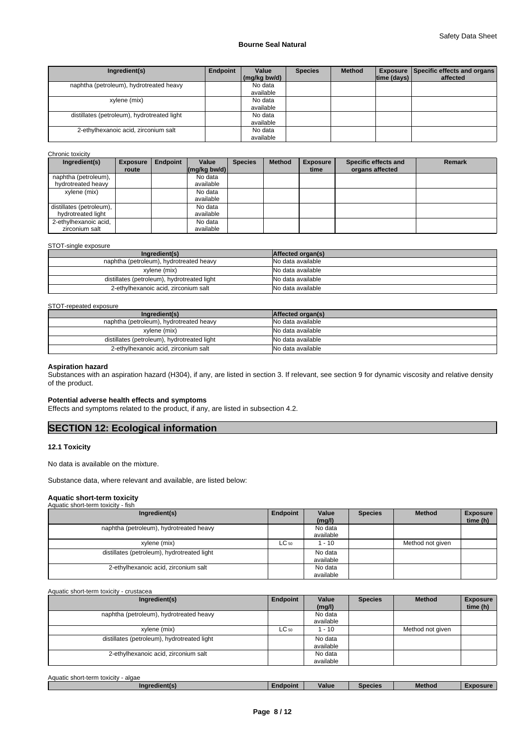| Ingredient(s) | Endpoint | Value (mg/kg bw/d) | Species | Method | Exposure time (days) | Specific effects and organs affected |
|---|---|---|---|---|---|---|
| naphtha (petroleum), hydrotreated heavy | | No data available | | | | |
| xylene (mix) | | No data available | | | | |
| distillates (petroleum), hydrotreated light | | No data available | | | | |
| 2-ethylhexanoic acid, zirconium salt | | No data available | | | | |

Chronic toxicity

| Ingredient(s) | Exposure route | Endpoint | Value (mg/kg bw/d) | Species | Method | Exposure time | Specific effects and organs affected | Remark |
|---|---|---|---|---|---|---|---|---|
| naphtha (petroleum), hydrotreated heavy | | | No data available | | | | | |
| xylene (mix) | | | No data available | | | | | |
| distillates (petroleum), hydrotreated light | | | No data available | | | | | |
| 2-ethylhexanoic acid, zirconium salt | | | No data available | | | | | |

STOT-single exposure

| Ingredient(s) | Affected organ(s) |
|---|---|
| naphtha (petroleum), hydrotreated heavy | No data available |
| xylene (mix) | No data available |
| distillates (petroleum), hydrotreated light | No data available |
| 2-ethylhexanoic acid, zirconium salt | No data available |

STOT-repeated exposure

| Ingredient(s) | Affected organ(s) |
|---|---|
| naphtha (petroleum), hydrotreated heavy | No data available |
| xylene (mix) | No data available |
| distillates (petroleum), hydrotreated light | No data available |
| 2-ethylhexanoic acid, zirconium salt | No data available |

**Aspiration hazard**

Substances with an aspiration hazard (H304), if any, are listed in section 3. If relevant, see section 9 for dynamic viscosity and relative density of the product.

**Potential adverse health effects and symptoms**

Effects and symptoms related to the product, if any, are listed in subsection 4.2.

# SECTION 12: Ecological information

### 12.1 Toxicity

No data is available on the mixture.

Substance data, where relevant and available, are listed below:

**Aquatic short-term toxicity**

Aquatic short-term toxicity - fish

| Ingredient(s) | Endpoint | Value (mg/l) | Species | Method | Exposure time (h) |
|---|---|---|---|---|---|
| naphtha (petroleum), hydrotreated heavy | | No data available | | | |
| xylene (mix) | $LC_{50}$ | 1 - 10 | | Method not given | |
| distillates (petroleum), hydrotreated light | | No data available | | | |
| 2-ethylhexanoic acid, zirconium salt | | No data available | | | |

Aquatic short-term toxicity - crustacea

| Ingredient(s) | Endpoint | Value (mg/l) | Species | Method | Exposure time (h) |
|---|---|---|---|---|---|
| naphtha (petroleum), hydrotreated heavy | | No data available | | | |
| xylene (mix) | $LC_{50}$ | 1 - 10 | | Method not given | |
| distillates (petroleum), hydrotreated light | | No data available | | | |
| 2-ethylhexanoic acid, zirconium salt | | No data available | | | |

Aquatic short-term toxicity - algae

| Ingredient(s) | Endpoint | Value | Species | Method | Exposure |
|---|---|---|---|---|---|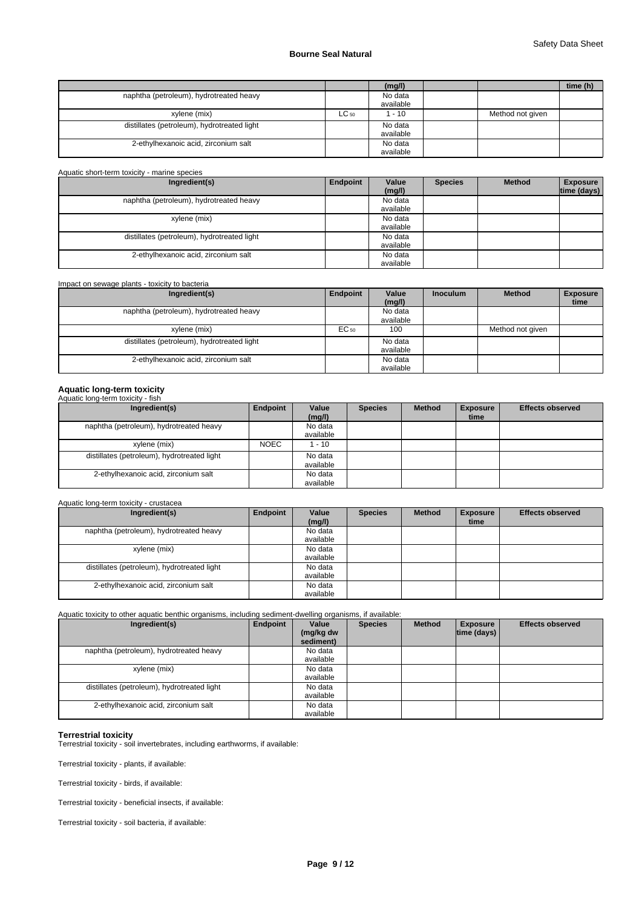| | | (mg/l) | | | time (h) |
|---|---|---|---|---|---|
| naphtha (petroleum), hydrotreated heavy | | No data available | | | |
| xylene (mix) | $LC_{50}$ | 1 - 10 | | Method not given | |
| distillates (petroleum), hydrotreated light | | No data available | | | |
| 2-ethylhexanoic acid, zirconium salt | | No data available | | | |

Aquatic short-term toxicity - marine species

| Ingredient(s) | Endpoint | Value (mg/l) | Species | Method | Exposure time (days) |
|---|---|---|---|---|---|
| naphtha (petroleum), hydrotreated heavy | | No data available | | | |
| xylene (mix) | | No data available | | | |
| distillates (petroleum), hydrotreated light | | No data available | | | |
| 2-ethylhexanoic acid, zirconium salt | | No data available | | | |

Impact on sewage plants - toxicity to bacteria

| Ingredient(s) | Endpoint | Value (mg/l) | Inoculum | Method | Exposure time |
|---|---|---|---|---|---|
| naphtha (petroleum), hydrotreated heavy | | No data available | | | |
| xylene (mix) | $EC_{50}$ | 100 | | Method not given | |
| distillates (petroleum), hydrotreated light | | No data available | | | |
| 2-ethylhexanoic acid, zirconium salt | | No data available | | | |

**Aquatic long-term toxicity**

Aquatic long-term toxicity - fish

| Ingredient(s) | Endpoint | Value (mg/l) | Species | Method | Exposure time | Effects observed |
|---|---|---|---|---|---|---|
| naphtha (petroleum), hydrotreated heavy | | No data available | | | | |
| xylene (mix) | NOEC | 1 - 10 | | | | |
| distillates (petroleum), hydrotreated light | | No data available | | | | |
| 2-ethylhexanoic acid, zirconium salt | | No data available | | | | |

Aquatic long-term toxicity - crustacea

| Ingredient(s) | Endpoint | Value (mg/l) | Species | Method | Exposure time | Effects observed |
|---|---|---|---|---|---|---|
| naphtha (petroleum), hydrotreated heavy | | No data available | | | | |
| xylene (mix) | | No data available | | | | |
| distillates (petroleum), hydrotreated light | | No data available | | | | |
| 2-ethylhexanoic acid, zirconium salt | | No data available | | | | |

Aquatic toxicity to other aquatic benthic organisms, including sediment-dwelling organisms, if available:

| Ingredient(s) | Endpoint | Value (mg/kg dw sediment) | Species | Method | Exposure time (days) | Effects observed |
|---|---|---|---|---|---|---|
| naphtha (petroleum), hydrotreated heavy | | No data available | | | | |
| xylene (mix) | | No data available | | | | |
| distillates (petroleum), hydrotreated light | | No data available | | | | |
| 2-ethylhexanoic acid, zirconium salt | | No data available | | | | |

**Terrestrial toxicity**

Terrestrial toxicity - soil invertebrates, including earthworms, if available:

Terrestrial toxicity - plants, if available:

Terrestrial toxicity - birds, if available:

Terrestrial toxicity - beneficial insects, if available:

Terrestrial toxicity - soil bacteria, if available: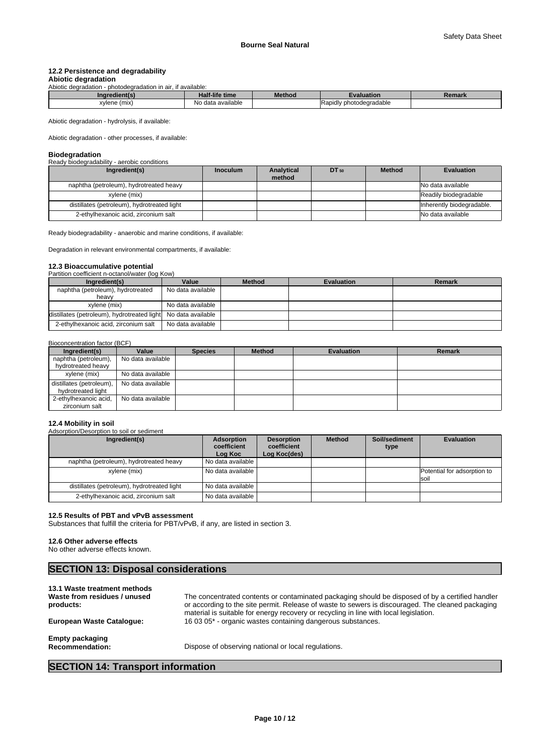### 12.2 Persistence and degradability

**Abiotic degradation**

Abiotic degradation - photodegradation in air, if available:

| Ingredient(s) | Half-life time | Method | Evaluation | Remark |
|---|---|---|---|---|
| xylene (mix) | No data available | | Rapidly photodegradable | |

Abiotic degradation - hydrolysis, if available:

Abiotic degradation - other processes, if available:

**Biodegradation**

Ready biodegradability - aerobic conditions

| Ingredient(s) | Inoculum | Analytical method | $DT_{50}$ | Method | Evaluation |
|---|---|---|---|---|---|
| naphtha (petroleum), hydrotreated heavy | | | | | No data available |
| xylene (mix) | | | | | Readily biodegradable |
| distillates (petroleum), hydrotreated light | | | | | Inherently biodegradable. |
| 2-ethylhexanoic acid, zirconium salt | | | | | No data available |

Ready biodegradability - anaerobic and marine conditions, if available:

Degradation in relevant environmental compartments, if available:

### 12.3 Bioaccumulative potential

Partition coefficient n-octanol/water (log Kow)

| Ingredient(s) | Value | Method | Evaluation | Remark |
|---|---|---|---|---|
| naphtha (petroleum), hydrotreated heavy | No data available | | | |
| xylene (mix) | No data available | | | |
| distillates (petroleum), hydrotreated light | No data available | | | |
| 2-ethylhexanoic acid, zirconium salt | No data available | | | |

Bioconcentration factor (BCF)

| Ingredient(s) | Value | Species | Method | Evaluation | Remark |
|---|---|---|---|---|---|
| naphtha (petroleum), hydrotreated heavy | No data available | | | | |
| xylene (mix) | No data available | | | | |
| distillates (petroleum), hydrotreated light | No data available | | | | |
| 2-ethylhexanoic acid, zirconium salt | No data available | | | | |

### 12.4 Mobility in soil

Adsorption/Desorption to soil or sediment

| Ingredient(s) | Adsorption coefficient Log Koc | Desorption coefficient Log Koc(des) | Method | Soil/sediment type | Evaluation |
|---|---|---|---|---|---|
| naphtha (petroleum), hydrotreated heavy | No data available | | | | |
| xylene (mix) | No data available | | | | Potential for adsorption to soil |
| distillates (petroleum), hydrotreated light | No data available | | | | |
| 2-ethylhexanoic acid, zirconium salt | No data available | | | | |

### 12.5 Results of PBT and vPvB assessment

Substances that fulfill the criteria for PBT/vPvB, if any, are listed in section 3.

### 12.6 Other adverse effects

No other adverse effects known.

## SECTION 13: Disposal considerations

### 13.1 Waste treatment methods

**Waste from residues / unused products:** The concentrated contents or contaminated packaging should be disposed of by a certified handler or according to the site permit. Release of waste to sewers is discouraged. The cleaned packaging material is suitable for energy recovery or recycling in line with local legislation.

**European Waste Catalogue:** 16 03 05* - organic wastes containing dangerous substances.

**Empty packaging**

**Recommendation:** Dispose of observing national or local regulations.

## SECTION 14: Transport information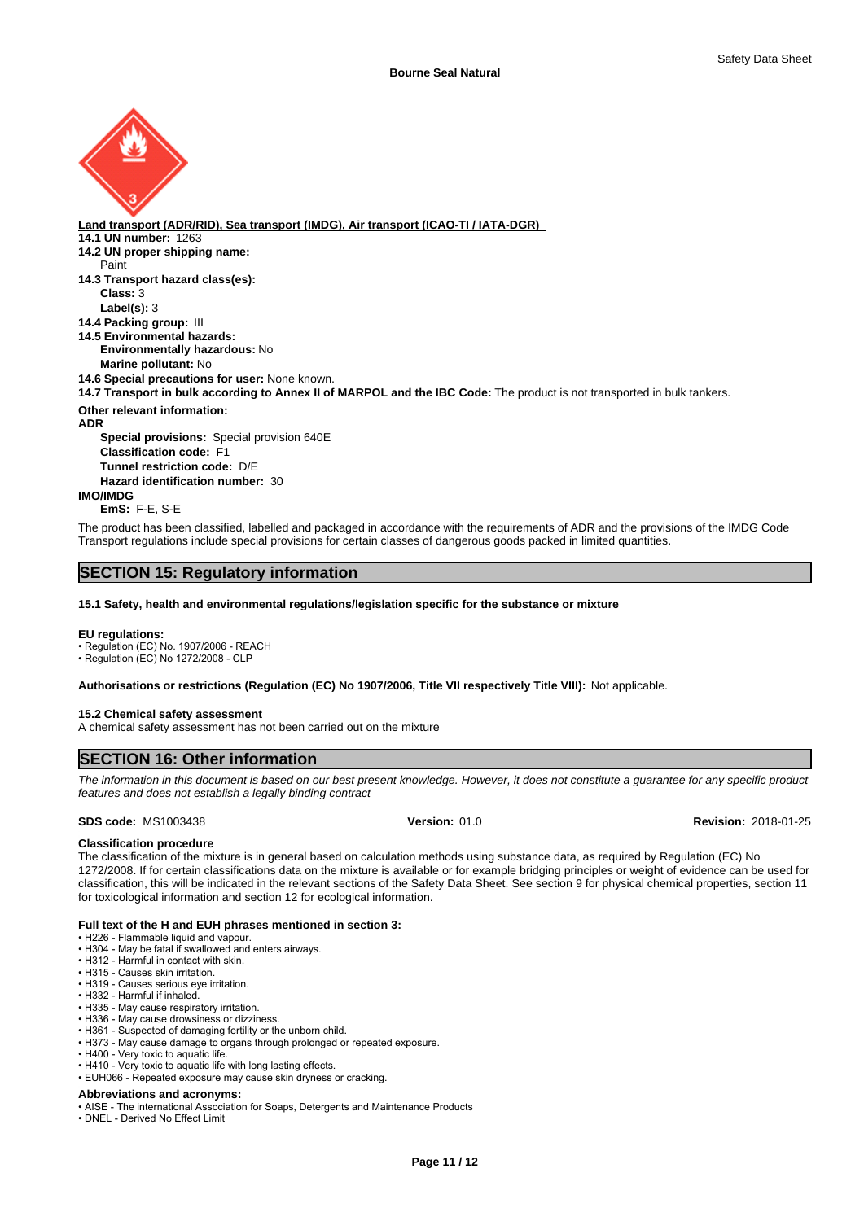**Land transport (ADR/RID), Sea transport (IMDG), Air transport (ICAO-TI / IATA-DGR)**

**14.1 UN number:** 1263

**14.2 UN proper shipping name:**
Paint

**14.3 Transport hazard class(es):**
**Class:** 3
**Label(s):** 3

**14.4 Packing group:** III

**14.5 Environmental hazards:**
**Environmentally hazardous:** No
**Marine pollutant:** No

**14.6 Special precautions for user:** None known.

**14.7 Transport in bulk according to Annex II of MARPOL and the IBC Code:** The product is not transported in bulk tankers.

**Other relevant information:**

**ADR**
**Special provisions:** Special provision 640E
**Classification code:** F1
**Tunnel restriction code:** D/E
**Hazard identification number:** 30

**IMO/IMDG**
**EmS:** F-E, S-E

The product has been classified, labelled and packaged in accordance with the requirements of ADR and the provisions of the IMDG Code
Transport regulations include special provisions for certain classes of dangerous goods packed in limited quantities.

## SECTION 15: Regulatory information

**15.1 Safety, health and environmental regulations/legislation specific for the substance or mixture**

**EU regulations:**
- Regulation (EC) No. 1907/2006 - REACH
- Regulation (EC) No 1272/2008 - CLP

**Authorisations or restrictions (Regulation (EC) No 1907/2006, Title VII respectively Title VIII):** Not applicable.

**15.2 Chemical safety assessment**
A chemical safety assessment has not been carried out on the mixture

## SECTION 16: Other information

*The information in this document is based on our best present knowledge. However, it does not constitute a guarantee for any specific product features and does not establish a legally binding contract*

**SDS code:** MS1003438 **Version:** 01.0 **Revision:** 2018-01-25

**Classification procedure**
The classification of the mixture is in general based on calculation methods using substance data, as required by Regulation (EC) No 1272/2008. If for certain classifications data on the mixture is available or for example bridging principles or weight of evidence can be used for classification, this will be indicated in the relevant sections of the Safety Data Sheet. See section 9 for physical chemical properties, section 11 for toxicological information and section 12 for ecological information.

**Full text of the H and EUH phrases mentioned in section 3:**
- H226 - Flammable liquid and vapour.
- H304 - May be fatal if swallowed and enters airways.
- H312 - Harmful in contact with skin.
- H315 - Causes skin irritation.
- H319 - Causes serious eye irritation.
- H332 - Harmful if inhaled.
- H335 - May cause respiratory irritation.
- H336 - May cause drowsiness or dizziness.
- H361 - Suspected of damaging fertility or the unborn child.
- H373 - May cause damage to organs through prolonged or repeated exposure.
- H400 - Very toxic to aquatic life.
- H410 - Very toxic to aquatic life with long lasting effects.
- EUH066 - Repeated exposure may cause skin dryness or cracking.

**Abbreviations and acronyms:**
- AISE - The international Association for Soaps, Detergents and Maintenance Products
- DNEL - Derived No Effect Limit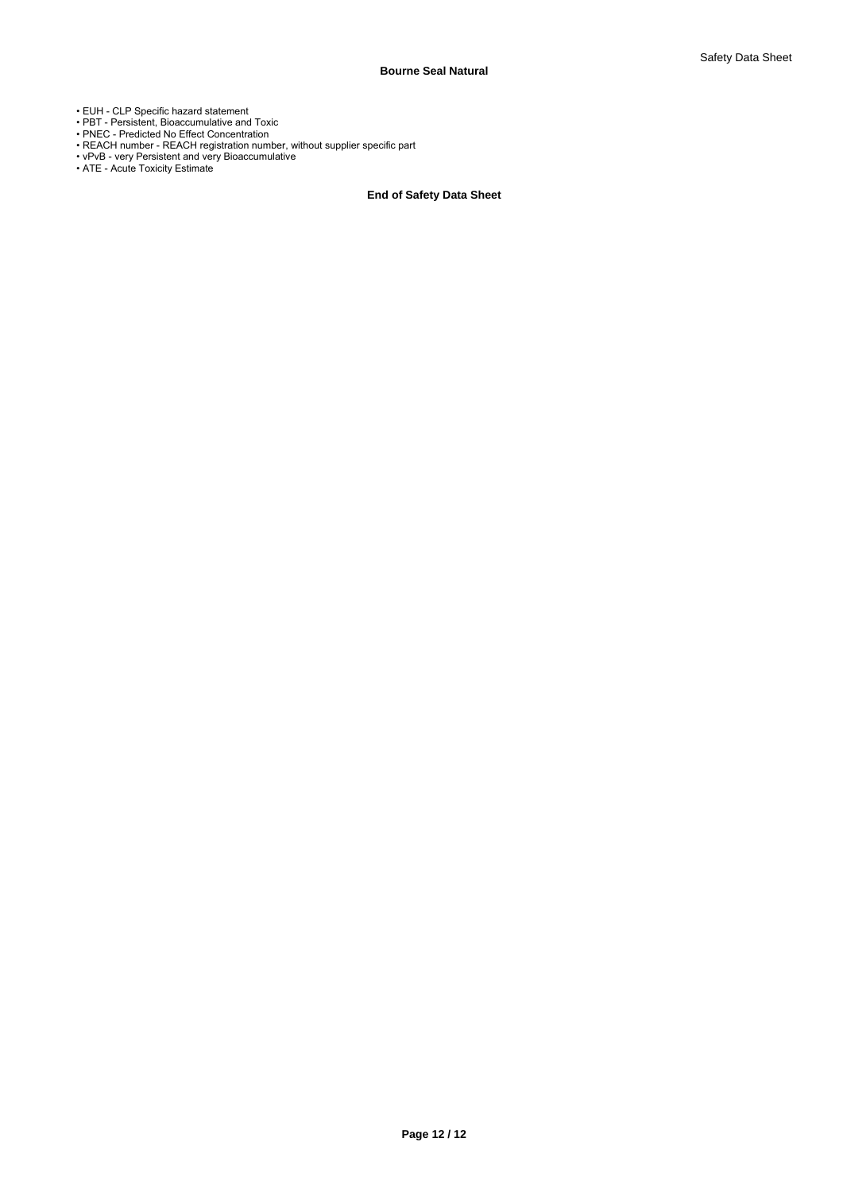- EUH - CLP Specific hazard statement
- PBT - Persistent, Bioaccumulative and Toxic
- PNEC - Predicted No Effect Concentration
- REACH number - REACH registration number, without supplier specific part
- vPvB - very Persistent and very Bioaccumulative
- ATE - Acute Toxicity Estimate

**End of Safety Data Sheet**